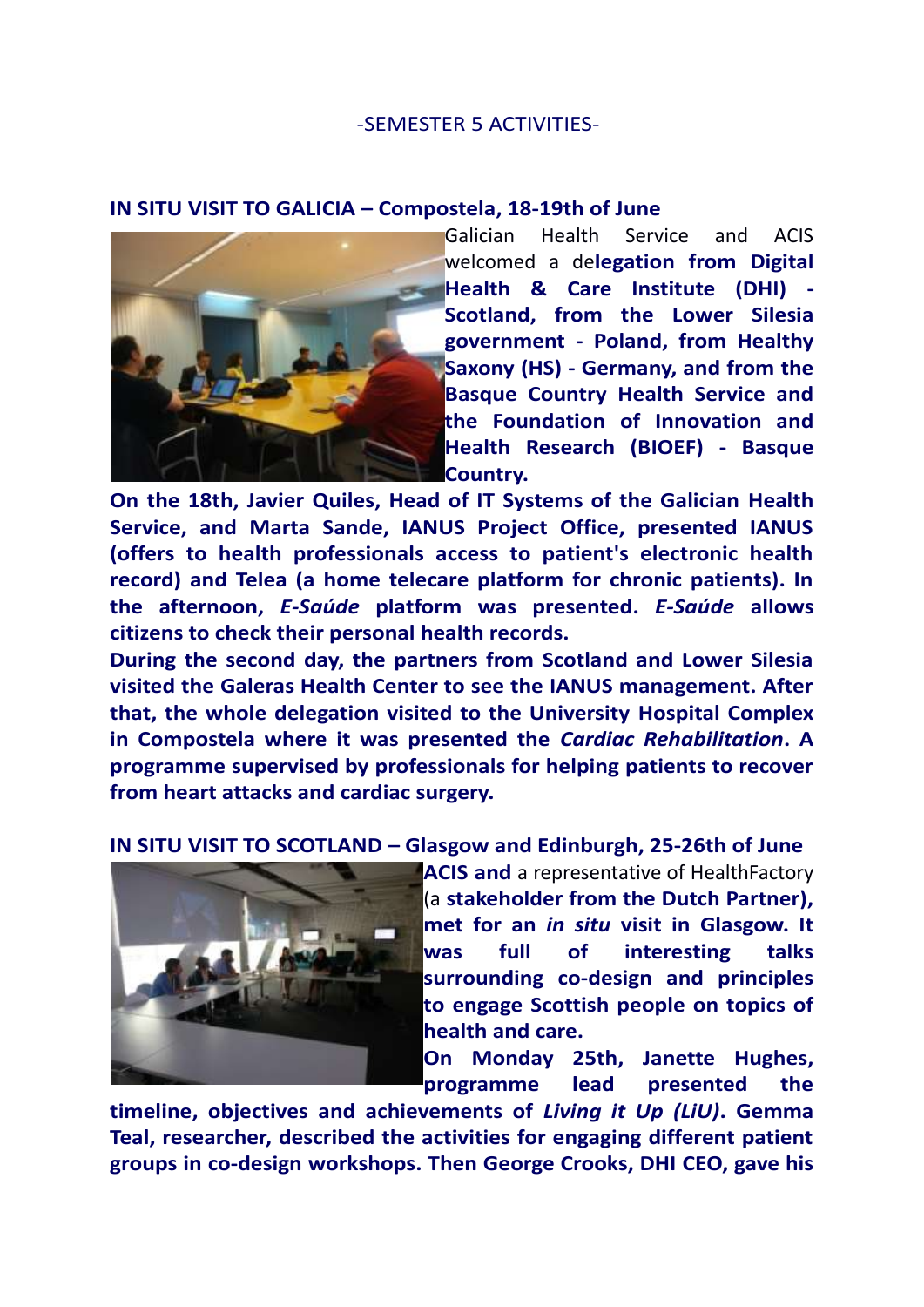-SEMESTER 5 ACTIVITIES-

## IN SITU VISIT TO GALICIA – Compostela, 18-19th of June

Galician Health Service and ACIS welcomed a de**legation from Digital Health & Care Institute (DHI) - Scotland, from the Lower Silesia government - Poland, from Healthy Saxony (HS) - Germany, and from the Basque Country Health Service and the Foundation of Innovation and Health Research (BIOEF) - Basque Country.**

**On the 18th, Javier Quiles, Head of IT Systems of the Galician Health Service, and Marta Sande, IANUS Project Office, presented IANUS (offers to health professionals access to patient's electronic health record) and Telea (a home telecare platform for chronic patients). In the afternoon, *E-Saúde* platform was presented. *E-Saúde* allows citizens to check their personal health records.**

**During the second day, the partners from Scotland and Lower Silesia visited the Galeras Health Center to see the IANUS management. After that, the whole delegation visited to the University Hospital Complex in Compostela where it was presented the *Cardiac Rehabilitation*. A programme supervised by professionals for helping patients to recover from heart attacks and cardiac surgery.**

## IN SITU VISIT TO SCOTLAND – Glasgow and Edinburgh, 25-26th of June

**ACIS and** a representative of HealthFactory (a **stakeholder from the Dutch Partner), met for an *in situ* visit in Glasgow. It was full of interesting talks surrounding co-design and principles to engage Scottish people on topics of health and care.**

**On Monday 25th, Janette Hughes, programme lead presented the timeline, objectives and achievements of *Living it Up (LiU)*. Gemma Teal, researcher, described the activities for engaging different patient groups in co-design workshops. Then George Crooks, DHI CEO, gave his**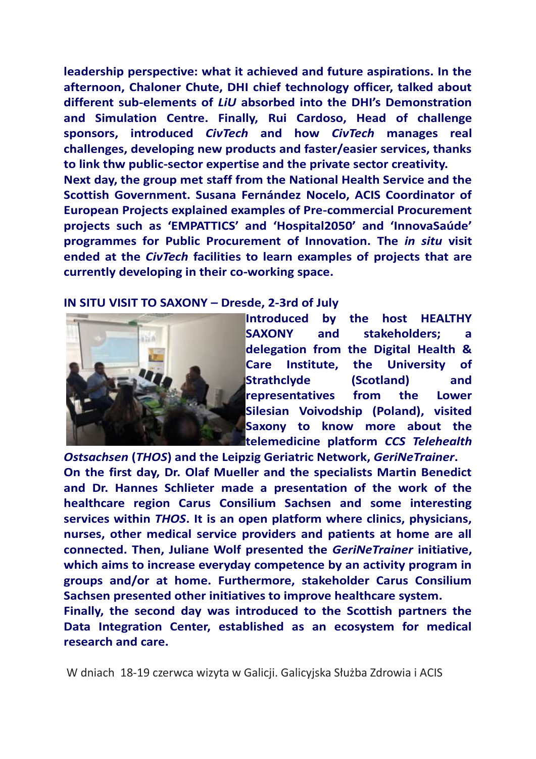**leadership perspective: what it achieved and future aspirations. In the afternoon, Chaloner Chute, DHI chief technology officer, talked about different sub-elements of *LiU* absorbed into the DHI's Demonstration and Simulation Centre. Finally, Rui Cardoso, Head of challenge sponsors, introduced *CivTech* and how *CivTech* manages real challenges, developing new products and faster/easier services, thanks to link thw public-sector expertise and the private sector creativity.**

**Next day, the group met staff from the National Health Service and the Scottish Government. Susana Fernández Nocelo, ACIS Coordinator of European Projects explained examples of Pre-commercial Procurement projects such as 'EMPATTICS' and 'Hospital2050' and 'InnovaSaúde' programmes for Public Procurement of Innovation. The *in situ* visit ended at the *CivTech* facilities to learn examples of projects that are currently developing in their co-working space.**

**IN SITU VISIT TO SAXONY – Dresde, 2-3rd of July**

**Introduced by the host HEALTHY SAXONY and stakeholders; a delegation from the Digital Health & Care Institute, the University of Strathclyde (Scotland) and representatives from the Lower Silesian Voivodship (Poland), visited Saxony to know more about the telemedicine platform *CCS Telehealth Ostsachsen* (*THOS*) and the Leipzig Geriatric Network, *GeriNeTrainer*.**

**On the first day, Dr. Olaf Mueller and the specialists Martin Benedict and Dr. Hannes Schlieter made a presentation of the work of the healthcare region Carus Consilium Sachsen and some interesting services within *THOS*. It is an open platform where clinics, physicians, nurses, other medical service providers and patients at home are all connected. Then, Juliane Wolf presented the *GeriNeTrainer* initiative, which aims to increase everyday competence by an activity program in groups and/or at home. Furthermore, stakeholder Carus Consilium Sachsen presented other initiatives to improve healthcare system.**

**Finally, the second day was introduced to the Scottish partners the Data Integration Center, established as an ecosystem for medical research and care.**

W dniach 18-19 czerwca wizyta w Galicji. Galicyjska Służba Zdrowia i ACIS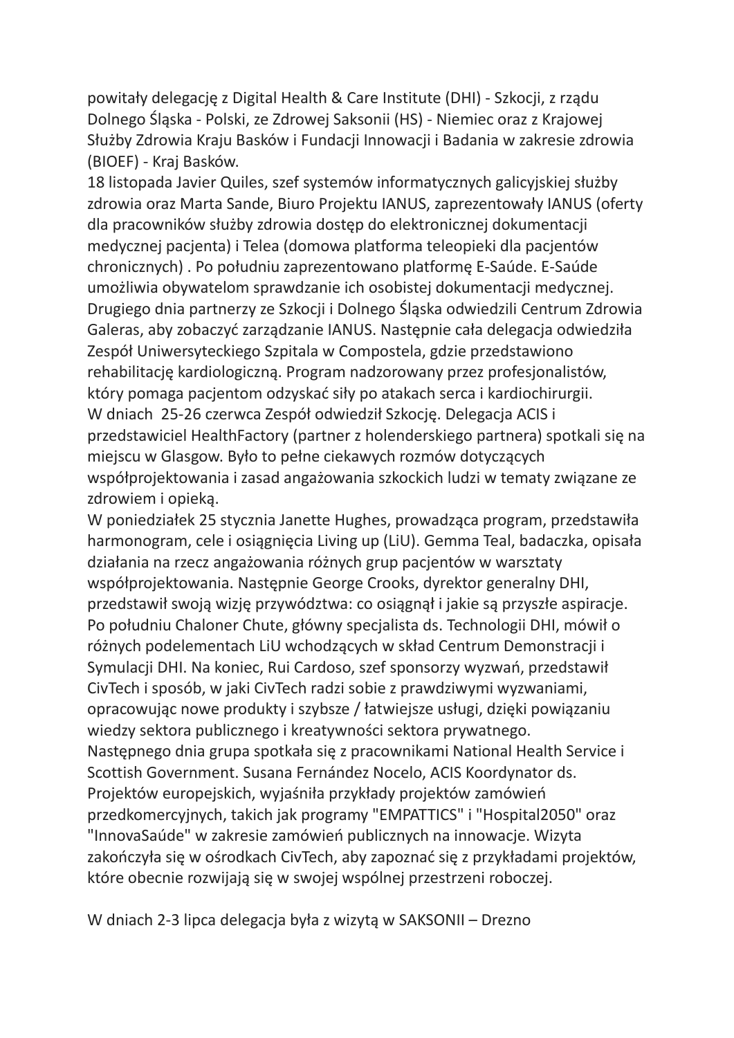powitały delegację z Digital Health & Care Institute (DHI) - Szkocji, z rządu Dolnego Śląska - Polski, ze Zdrowej Saksonii (HS) - Niemiec oraz z Krajowej Służby Zdrowia Kraju Basków i Fundacji Innowacji i Badania w zakresie zdrowia (BIOEF) - Kraj Basków.

18 listopada Javier Quiles, szef systemów informatycznych galicyjskiej służby zdrowia oraz Marta Sande, Biuro Projektu IANUS, zaprezentowały IANUS (oferty dla pracowników służby zdrowia dostęp do elektronicznej dokumentacji medycznej pacjenta) i Telea (domowa platforma teleopieki dla pacjentów chronicznych) . Po południu zaprezentowano platformę E-Saúde. E-Saúde umożliwia obywatelom sprawdzanie ich osobistej dokumentacji medycznej. Drugiego dnia partnerzy ze Szkocji i Dolnego Śląska odwiedzili Centrum Zdrowia Galeras, aby zobaczyć zarządzanie IANUS. Następnie cała delegacja odwiedziła Zespół Uniwersyteckiego Szpitala w Compostela, gdzie przedstawiono rehabilitację kardiologiczną. Program nadzorowany przez profesjonalistów, który pomaga pacjentom odzyskać siły po atakach serca i kardiochirurgii.

W dniach 25-26 czerwca Zespół odwiedził Szkocję. Delegacja ACIS i przedstawiciel HealthFactory (partner z holenderskiego partnera) spotkali się na miejscu w Glasgow. Było to pełne ciekawych rozmów dotyczących współprojektowania i zasad angażowania szkockich ludzi w tematy związane ze zdrowiem i opieką.

W poniedziałek 25 stycznia Janette Hughes, prowadząca program, przedstawiła harmonogram, cele i osiągnięcia Living up (LiU). Gemma Teal, badaczka, opisała działania na rzecz angażowania różnych grup pacjentów w warsztaty współprojektowania. Następnie George Crooks, dyrektor generalny DHI, przedstawił swoją wizję przywództwa: co osiągnął i jakie są przyszłe aspiracje. Po południu Chaloner Chute, główny specjalista ds. Technologii DHI, mówił o różnych podelementach LiU wchodzących w skład Centrum Demonstracji i Symulacji DHI. Na koniec, Rui Cardoso, szef sponsorzy wyzwań, przedstawił CivTech i sposób, w jaki CivTech radzi sobie z prawdziwymi wyzwaniami, opracowując nowe produkty i szybsze / łatwiejsze usługi, dzięki powiązaniu wiedzy sektora publicznego i kreatywności sektora prywatnego.

Następnego dnia grupa spotkała się z pracownikami National Health Service i Scottish Government. Susana Fernández Nocelo, ACIS Koordynator ds. Projektów europejskich, wyjaśniła przykłady projektów zamówień przedkomercyjnych, takich jak programy "EMPATTICS" i "Hospital2050" oraz "InnovaSaúde" w zakresie zamówień publicznych na innowacje. Wizyta zakończyła się w ośrodkach CivTech, aby zapoznać się z przykładami projektów, które obecnie rozwijają się w swojej wspólnej przestrzeni roboczej.

W dniach 2-3 lipca delegacja była z wizytą w SAKSONII – Drezno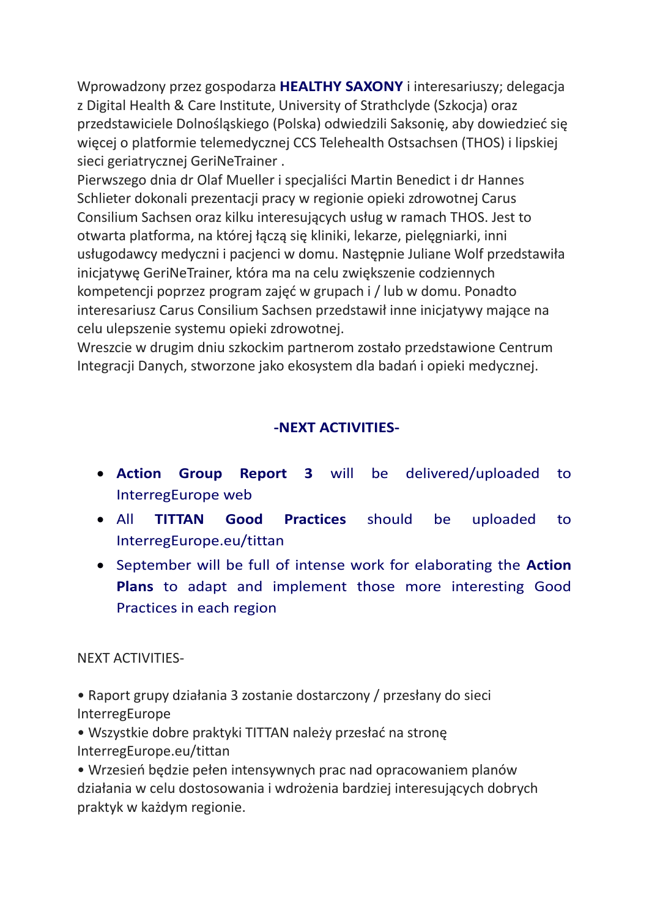Wprowadzony przez gospodarza **HEALTHY SAXONY** i interesariuszy; delegacja z Digital Health & Care Institute, University of Strathclyde (Szkocja) oraz przedstawiciele Dolnośląskiego (Polska) odwiedzili Saksonię, aby dowiedzieć się więcej o platformie telemedycznej CCS Telehealth Ostsachsen (THOS) i lipskiej sieci geriatrycznej GeriNeTrainer .

Pierwszego dnia dr Olaf Mueller i specjaliści Martin Benedict i dr Hannes Schlieter dokonali prezentacji pracy w regionie opieki zdrowotnej Carus Consilium Sachsen oraz kilku interesujących usług w ramach THOS. Jest to otwarta platforma, na której łączą się kliniki, lekarze, pielęgniarki, inni usługodawcy medyczni i pacjenci w domu. Następnie Juliane Wolf przedstawiła inicjatywę GeriNeTrainer, która ma na celu zwiększenie codziennych kompetencji poprzez program zajęć w grupach i / lub w domu. Ponadto interesariusz Carus Consilium Sachsen przedstawił inne inicjatywy mające na celu ulepszenie systemu opieki zdrowotnej.

Wreszcie w drugim dniu szkockim partnerom zostało przedstawione Centrum Integracji Danych, stworzone jako ekosystem dla badań i opieki medycznej.

## -NEXT ACTIVITIES-

- **Action Group Report 3** will be delivered/uploaded to InterregEurope web
- All **TITTAN Good Practices** should be uploaded to InterregEurope.eu/tittan
- September will be full of intense work for elaborating the **Action Plans** to adapt and implement those more interesting Good Practices in each region

NEXT ACTIVITIES-

• Raport grupy działania 3 zostanie dostarczony / przesłany do sieci InterregEurope
• Wszystkie dobre praktyki TITTAN należy przesłać na stronę InterregEurope.eu/tittan
• Wrzesień będzie pełen intensywnych prac nad opracowaniem planów działania w celu dostosowania i wdrożenia bardziej interesujących dobrych praktyk w każdym regionie.